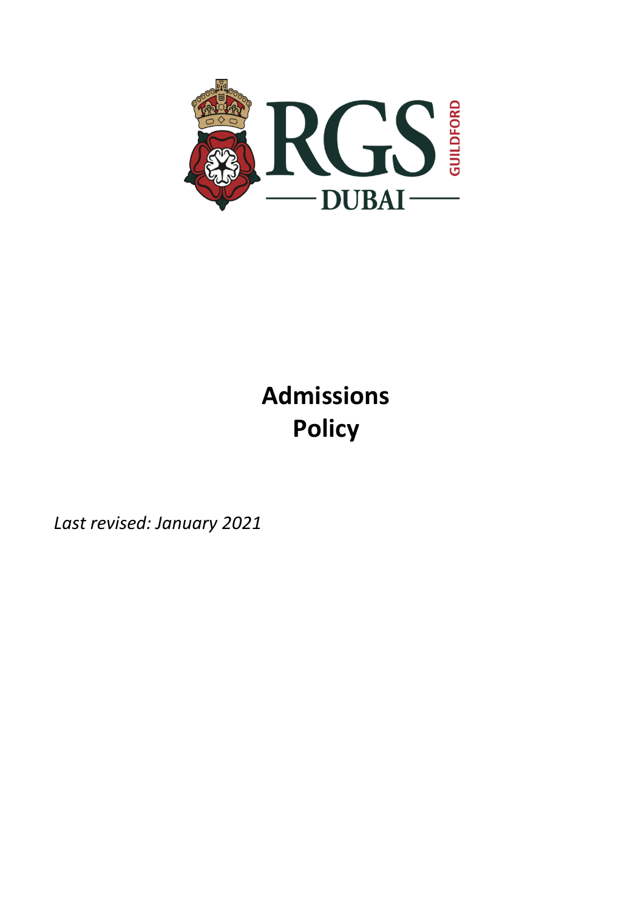# Admissions Policy

*Last revised: January 2021*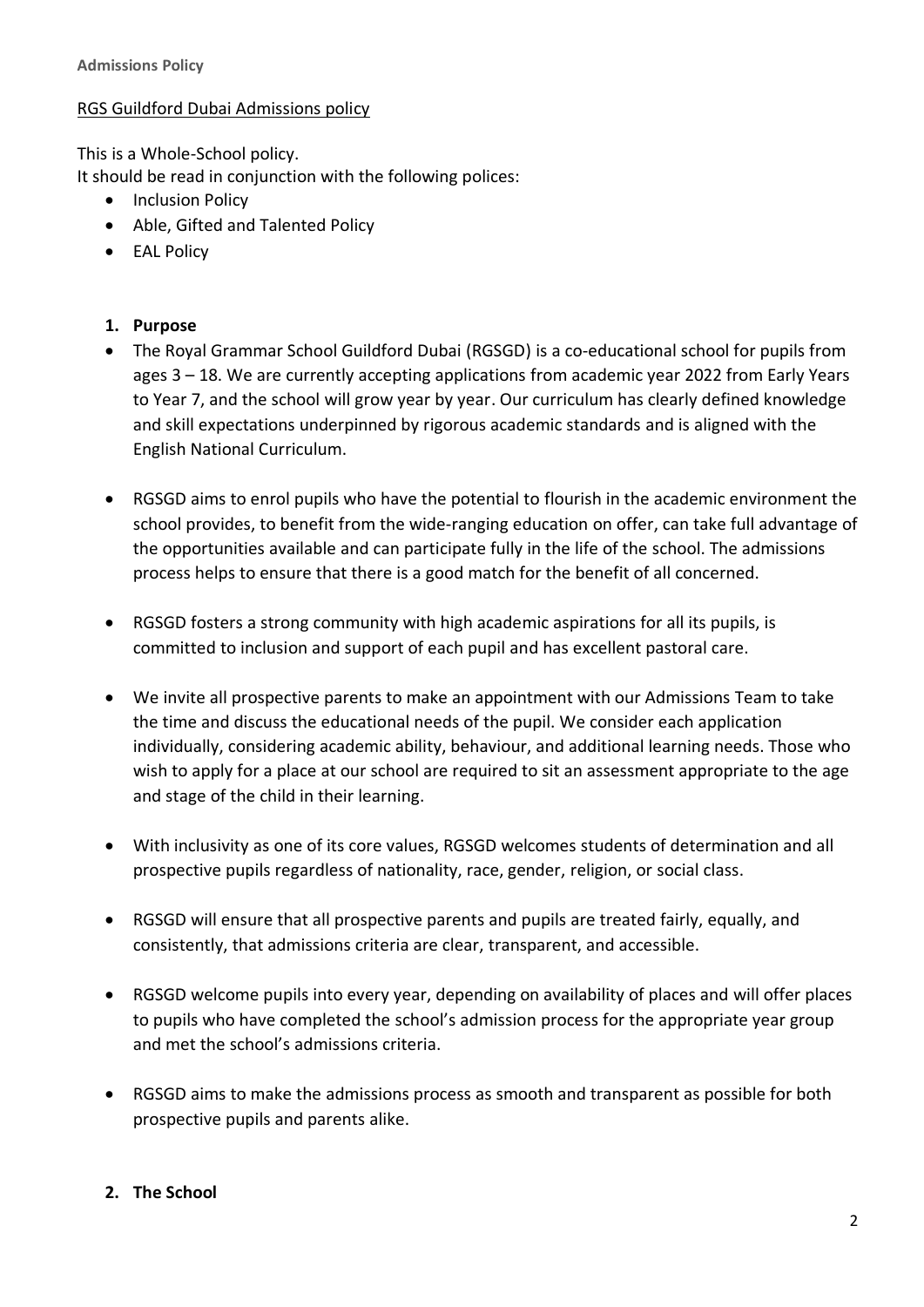RGS Guildford Dubai Admissions policy

This is a Whole-School policy.
It should be read in conjunction with the following polices:

- Inclusion Policy
- Able, Gifted and Talented Policy
- EAL Policy

## 1. Purpose

- The Royal Grammar School Guildford Dubai (RGSGD) is a co-educational school for pupils from ages 3 – 18. We are currently accepting applications from academic year 2022 from Early Years to Year 7, and the school will grow year by year. Our curriculum has clearly defined knowledge and skill expectations underpinned by rigorous academic standards and is aligned with the English National Curriculum.

- RGSGD aims to enrol pupils who have the potential to flourish in the academic environment the school provides, to benefit from the wide-ranging education on offer, can take full advantage of the opportunities available and can participate fully in the life of the school. The admissions process helps to ensure that there is a good match for the benefit of all concerned.

- RGSGD fosters a strong community with high academic aspirations for all its pupils, is committed to inclusion and support of each pupil and has excellent pastoral care.

- We invite all prospective parents to make an appointment with our Admissions Team to take the time and discuss the educational needs of the pupil. We consider each application individually, considering academic ability, behaviour, and additional learning needs. Those who wish to apply for a place at our school are required to sit an assessment appropriate to the age and stage of the child in their learning.

- With inclusivity as one of its core values, RGSGD welcomes students of determination and all prospective pupils regardless of nationality, race, gender, religion, or social class.

- RGSGD will ensure that all prospective parents and pupils are treated fairly, equally, and consistently, that admissions criteria are clear, transparent, and accessible.

- RGSGD welcome pupils into every year, depending on availability of places and will offer places to pupils who have completed the school's admission process for the appropriate year group and met the school's admissions criteria.

- RGSGD aims to make the admissions process as smooth and transparent as possible for both prospective pupils and parents alike.

## 2. The School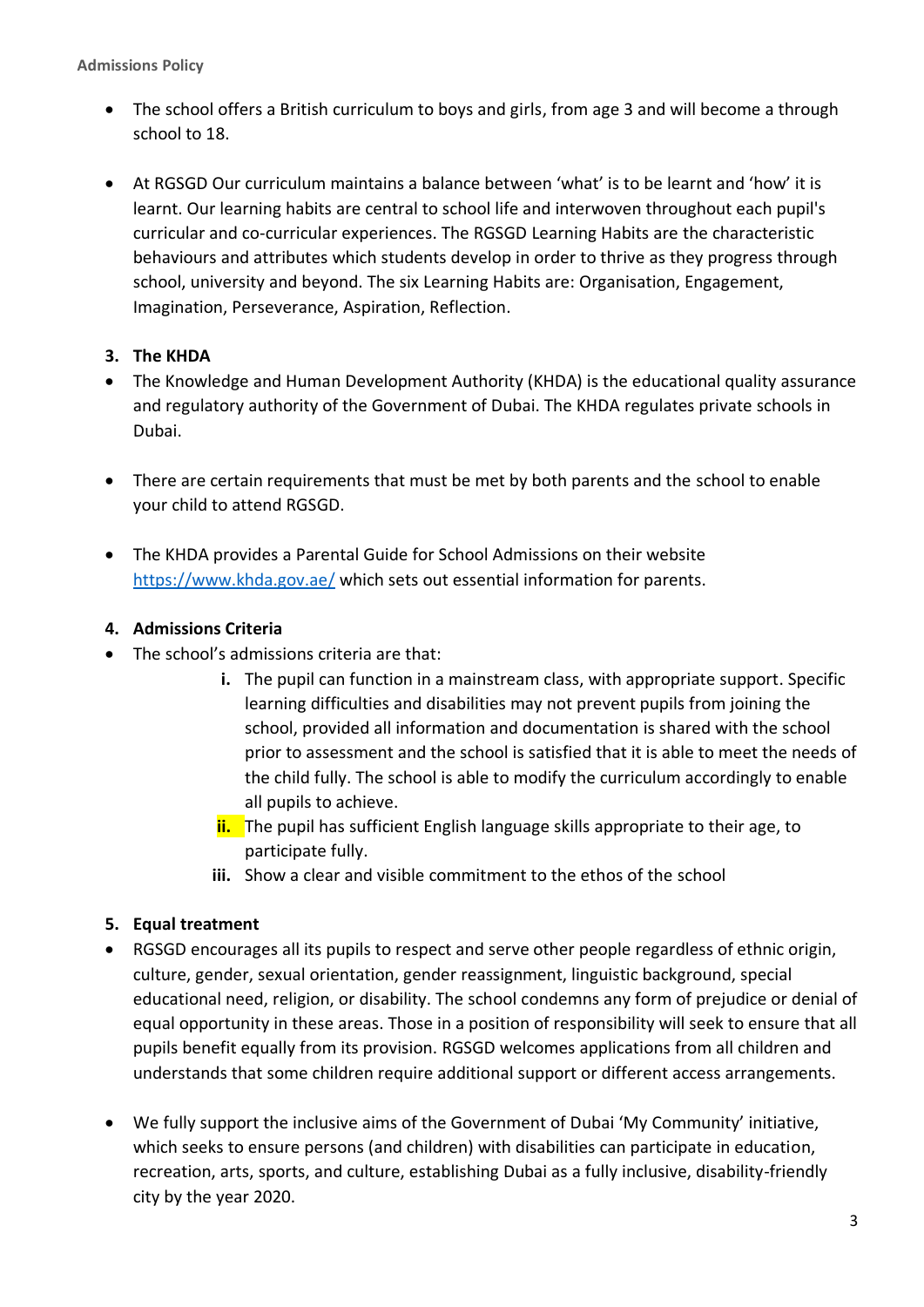- The school offers a British curriculum to boys and girls, from age 3 and will become a through school to 18.

- At RGSGD Our curriculum maintains a balance between 'what' is to be learnt and 'how' it is learnt. Our learning habits are central to school life and interwoven throughout each pupil's curricular and co-curricular experiences. The RGSGD Learning Habits are the characteristic behaviours and attributes which students develop in order to thrive as they progress through school, university and beyond. The six Learning Habits are: Organisation, Engagement, Imagination, Perseverance, Aspiration, Reflection.

## 3. The KHDA

- The Knowledge and Human Development Authority (KHDA) is the educational quality assurance and regulatory authority of the Government of Dubai. The KHDA regulates private schools in Dubai.

- There are certain requirements that must be met by both parents and the school to enable your child to attend RGSGD.

- The KHDA provides a Parental Guide for School Admissions on their website [https://www.khda.gov.ae/](https://www.khda.gov.ae/) which sets out essential information for parents.

## 4. Admissions Criteria

- The school's admissions criteria are that:
    - **i.** The pupil can function in a mainstream class, with appropriate support. Specific learning difficulties and disabilities may not prevent pupils from joining the school, provided all information and documentation is shared with the school prior to assessment and the school is satisfied that it is able to meet the needs of the child fully. The school is able to modify the curriculum accordingly to enable all pupils to achieve.
    - **ii.** The pupil has sufficient English language skills appropriate to their age, to participate fully.
    - **iii.** Show a clear and visible commitment to the ethos of the school

## 5. Equal treatment

- RGSGD encourages all its pupils to respect and serve other people regardless of ethnic origin, culture, gender, sexual orientation, gender reassignment, linguistic background, special educational need, religion, or disability. The school condemns any form of prejudice or denial of equal opportunity in these areas. Those in a position of responsibility will seek to ensure that all pupils benefit equally from its provision. RGSGD welcomes applications from all children and understands that some children require additional support or different access arrangements.

- We fully support the inclusive aims of the Government of Dubai 'My Community' initiative, which seeks to ensure persons (and children) with disabilities can participate in education, recreation, arts, sports, and culture, establishing Dubai as a fully inclusive, disability-friendly city by the year 2020.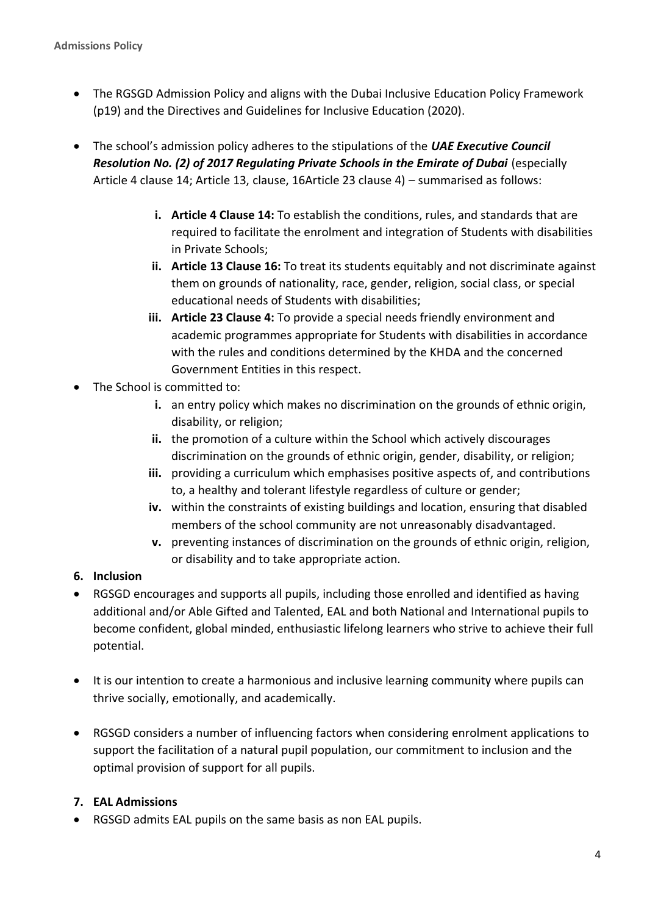- The RGSGD Admission Policy and aligns with the Dubai Inclusive Education Policy Framework (p19) and the Directives and Guidelines for Inclusive Education (2020).

- The school's admission policy adheres to the stipulations of the ***UAE Executive Council Resolution No. (2) of 2017 Regulating Private Schools in the Emirate of Dubai*** (especially Article 4 clause 14; Article 13, clause, 16Article 23 clause 4) – summarised as follows:

  i. **Article 4 Clause 14:** To establish the conditions, rules, and standards that are required to facilitate the enrolment and integration of Students with disabilities in Private Schools;
  
  ii. **Article 13 Clause 16:** To treat its students equitably and not discriminate against them on grounds of nationality, race, gender, religion, social class, or special educational needs of Students with disabilities;
  
  iii. **Article 23 Clause 4:** To provide a special needs friendly environment and academic programmes appropriate for Students with disabilities in accordance with the rules and conditions determined by the KHDA and the concerned Government Entities in this respect.

- The School is committed to:

  i. an entry policy which makes no discrimination on the grounds of ethnic origin, disability, or religion;
  
  ii. the promotion of a culture within the School which actively discourages discrimination on the grounds of ethnic origin, gender, disability, or religion;
  
  iii. providing a curriculum which emphasises positive aspects of, and contributions to, a healthy and tolerant lifestyle regardless of culture or gender;
  
  iv. within the constraints of existing buildings and location, ensuring that disabled members of the school community are not unreasonably disadvantaged.
  
  v. preventing instances of discrimination on the grounds of ethnic origin, religion, or disability and to take appropriate action.

## 6. Inclusion

- RGSGD encourages and supports all pupils, including those enrolled and identified as having additional and/or Able Gifted and Talented, EAL and both National and International pupils to become confident, global minded, enthusiastic lifelong learners who strive to achieve their full potential.

- It is our intention to create a harmonious and inclusive learning community where pupils can thrive socially, emotionally, and academically.

- RGSGD considers a number of influencing factors when considering enrolment applications to support the facilitation of a natural pupil population, our commitment to inclusion and the optimal provision of support for all pupils.

## 7. EAL Admissions

- RGSGD admits EAL pupils on the same basis as non EAL pupils.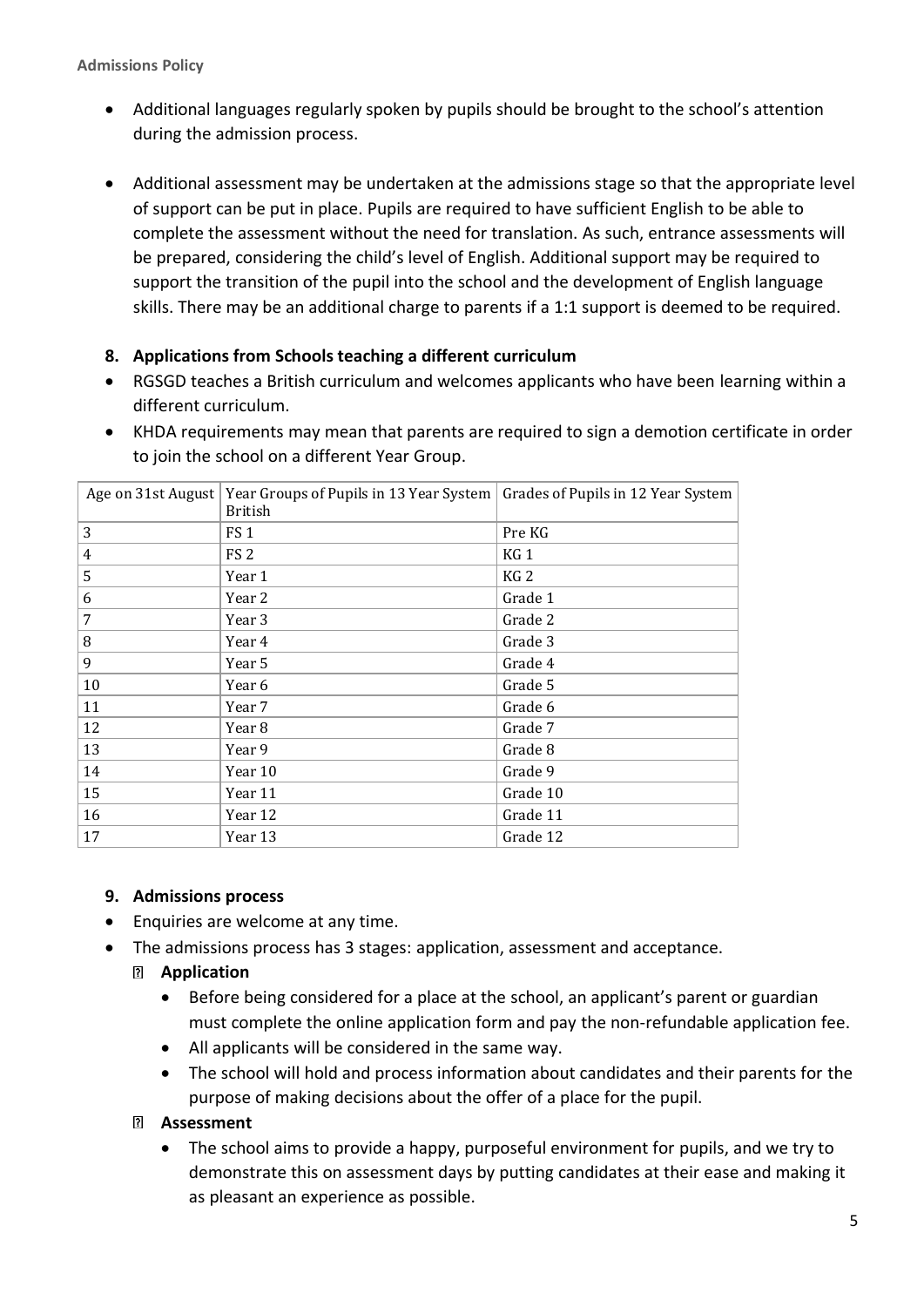- Additional languages regularly spoken by pupils should be brought to the school's attention during the admission process.

- Additional assessment may be undertaken at the admissions stage so that the appropriate level of support can be put in place. Pupils are required to have sufficient English to be able to complete the assessment without the need for translation. As such, entrance assessments will be prepared, considering the child's level of English. Additional support may be required to support the transition of the pupil into the school and the development of English language skills. There may be an additional charge to parents if a 1:1 support is deemed to be required.

## 8. Applications from Schools teaching a different curriculum

- RGSGD teaches a British curriculum and welcomes applicants who have been learning within a different curriculum.
- KHDA requirements may mean that parents are required to sign a demotion certificate in order to join the school on a different Year Group.

| Age on 31st August | Year Groups of Pupils in 13 Year System British | Grades of Pupils in 12 Year System |
|---|---|---|
| 3 | FS 1 | Pre KG |
| 4 | FS 2 | KG 1 |
| 5 | Year 1 | KG 2 |
| 6 | Year 2 | Grade 1 |
| 7 | Year 3 | Grade 2 |
| 8 | Year 4 | Grade 3 |
| 9 | Year 5 | Grade 4 |
| 10 | Year 6 | Grade 5 |
| 11 | Year 7 | Grade 6 |
| 12 | Year 8 | Grade 7 |
| 13 | Year 9 | Grade 8 |
| 14 | Year 10 | Grade 9 |
| 15 | Year 11 | Grade 10 |
| 16 | Year 12 | Grade 11 |
| 17 | Year 13 | Grade 12 |

## 9. Admissions process

- Enquiries are welcome at any time.
- The admissions process has 3 stages: application, assessment and acceptance.
  - **Application**
    - Before being considered for a place at the school, an applicant's parent or guardian must complete the online application form and pay the non-refundable application fee.
    - All applicants will be considered in the same way.
    - The school will hold and process information about candidates and their parents for the purpose of making decisions about the offer of a place for the pupil.
  - **Assessment**
    - The school aims to provide a happy, purposeful environment for pupils, and we try to demonstrate this on assessment days by putting candidates at their ease and making it as pleasant an experience as possible.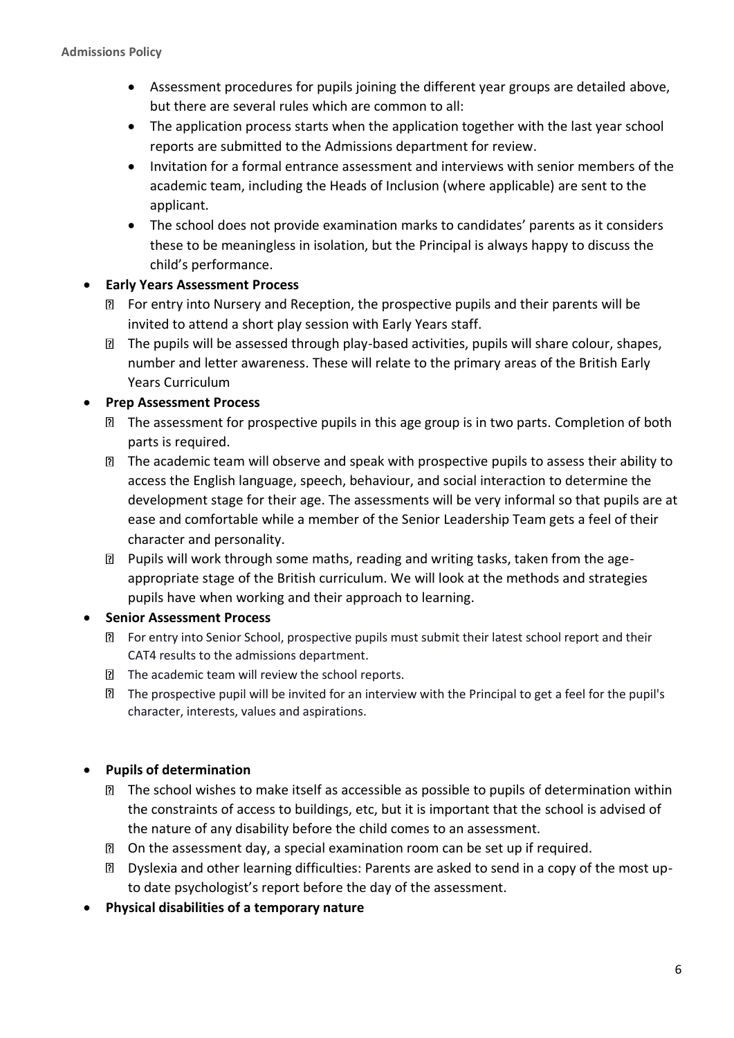- Assessment procedures for pupils joining the different year groups are detailed above, but there are several rules which are common to all:
- The application process starts when the application together with the last year school reports are submitted to the Admissions department for review.
- Invitation for a formal entrance assessment and interviews with senior members of the academic team, including the Heads of Inclusion (where applicable) are sent to the applicant.
- The school does not provide examination marks to candidates' parents as it considers these to be meaningless in isolation, but the Principal is always happy to discuss the child's performance.

- **Early Years Assessment Process**
  - For entry into Nursery and Reception, the prospective pupils and their parents will be invited to attend a short play session with Early Years staff.
  - The pupils will be assessed through play-based activities, pupils will share colour, shapes, number and letter awareness. These will relate to the primary areas of the British Early Years Curriculum
- **Prep Assessment Process**
  - The assessment for prospective pupils in this age group is in two parts. Completion of both parts is required.
  - The academic team will observe and speak with prospective pupils to assess their ability to access the English language, speech, behaviour, and social interaction to determine the development stage for their age. The assessments will be very informal so that pupils are at ease and comfortable while a member of the Senior Leadership Team gets a feel of their character and personality.
  - Pupils will work through some maths, reading and writing tasks, taken from the age-appropriate stage of the British curriculum. We will look at the methods and strategies pupils have when working and their approach to learning.
- **Senior Assessment Process**
  - For entry into Senior School, prospective pupils must submit their latest school report and their CAT4 results to the admissions department.
  - The academic team will review the school reports.
  - The prospective pupil will be invited for an interview with the Principal to get a feel for the pupil's character, interests, values and aspirations.

- **Pupils of determination**
  - The school wishes to make itself as accessible as possible to pupils of determination within the constraints of access to buildings, etc, but it is important that the school is advised of the nature of any disability before the child comes to an assessment.
  - On the assessment day, a special examination room can be set up if required.
  - Dyslexia and other learning difficulties: Parents are asked to send in a copy of the most up-to date psychologist's report before the day of the assessment.
- **Physical disabilities of a temporary nature**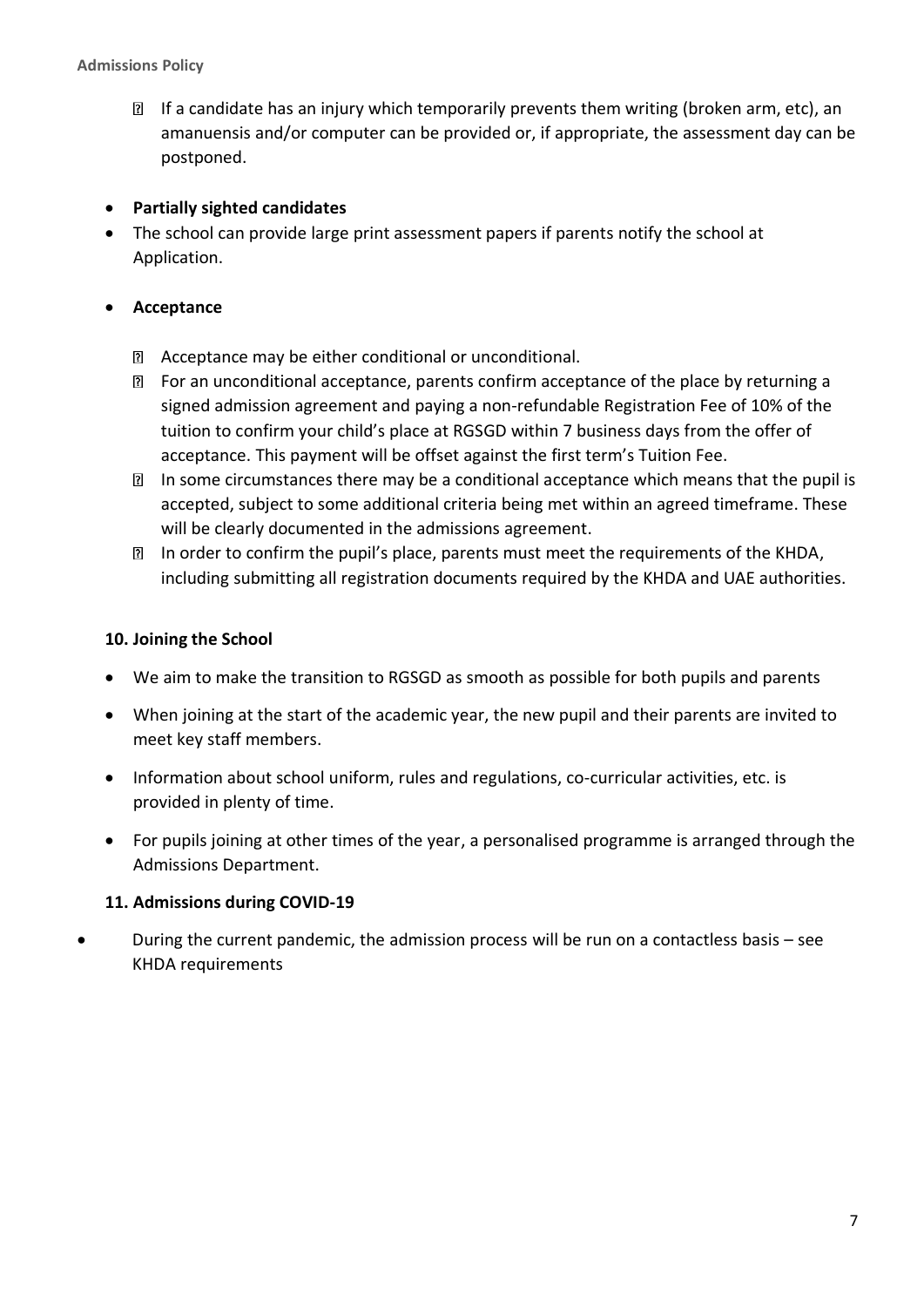- If a candidate has an injury which temporarily prevents them writing (broken arm, etc), an amanuensis and/or computer can be provided or, if appropriate, the assessment day can be postponed.

- **Partially sighted candidates**
- The school can provide large print assessment papers if parents notify the school at Application.

- **Acceptance**
  - Acceptance may be either conditional or unconditional.
  - For an unconditional acceptance, parents confirm acceptance of the place by returning a signed admission agreement and paying a non-refundable Registration Fee of 10% of the tuition to confirm your child's place at RGSGD within 7 business days from the offer of acceptance. This payment will be offset against the first term's Tuition Fee.
  - In some circumstances there may be a conditional acceptance which means that the pupil is accepted, subject to some additional criteria being met within an agreed timeframe. These will be clearly documented in the admissions agreement.
  - In order to confirm the pupil's place, parents must meet the requirements of the KHDA, including submitting all registration documents required by the KHDA and UAE authorities.

### 10. Joining the School

- We aim to make the transition to RGSGD as smooth as possible for both pupils and parents
- When joining at the start of the academic year, the new pupil and their parents are invited to meet key staff members.
- Information about school uniform, rules and regulations, co-curricular activities, etc. is provided in plenty of time.
- For pupils joining at other times of the year, a personalised programme is arranged through the Admissions Department.

### 11. Admissions during COVID-19

- During the current pandemic, the admission process will be run on a contactless basis – see KHDA requirements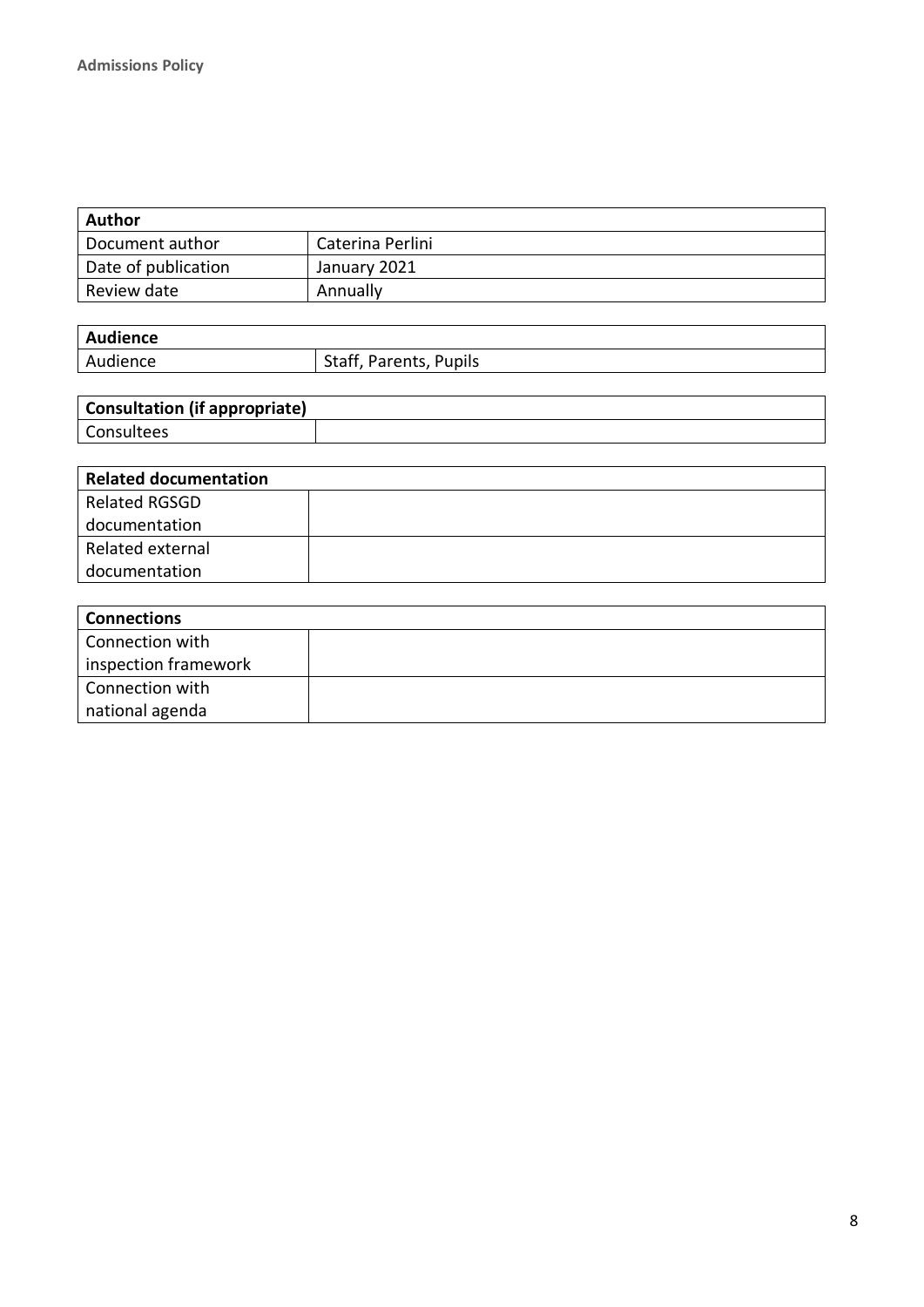| **Author** | |
| --- | --- |
| Document author | Caterina Perlini |
| Date of publication | January 2021 |
| Review date | Annually |

| **Audience** | |
| --- | --- |
| Audience | Staff, Parents, Pupils |

| **Consultation (if appropriate)** | |
| --- | --- |
| Consultees | |

| **Related documentation** | |
| --- | --- |
| Related RGSGD documentation | |
| Related external documentation | |

| **Connections** | |
| --- | --- |
| Connection with inspection framework | |
| Connection with national agenda | |